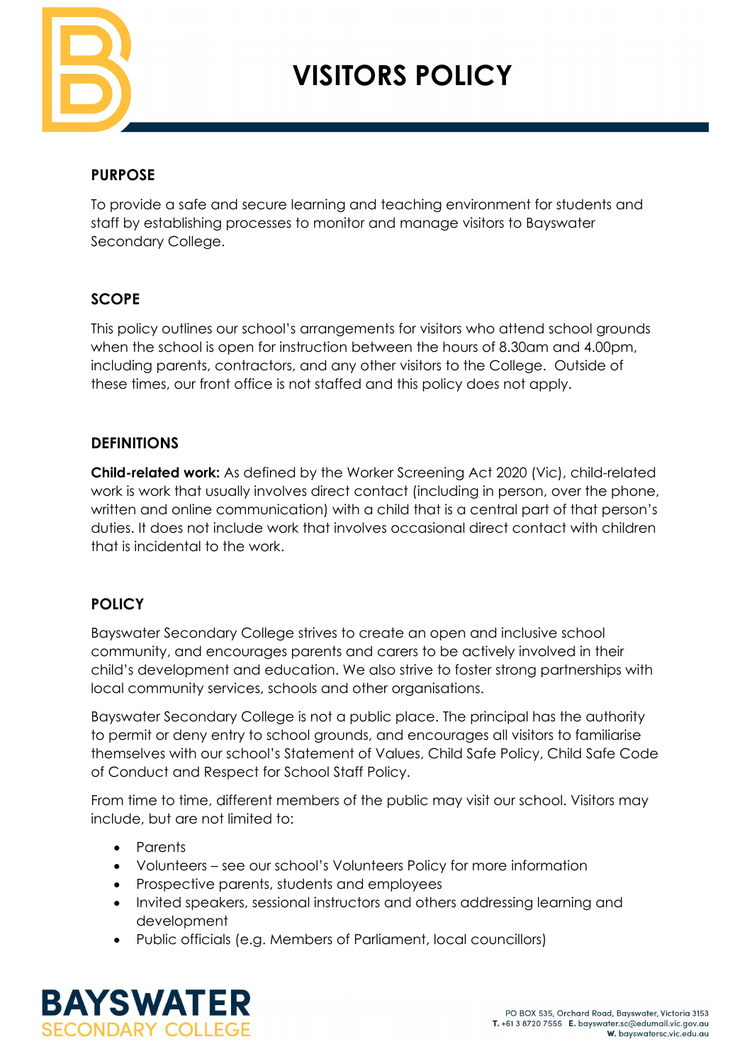# VISITORS POLICY

## PURPOSE

To provide a safe and secure learning and teaching environment for students and staff by establishing processes to monitor and manage visitors to Bayswater Secondary College.

## SCOPE

This policy outlines our school's arrangements for visitors who attend school grounds when the school is open for instruction between the hours of 8.30am and 4.00pm, including parents, contractors, and any other visitors to the College. Outside of these times, our front office is not staffed and this policy does not apply.

## DEFINITIONS

**Child-related work:** As defined by the Worker Screening Act 2020 (Vic), child-related work is work that usually involves direct contact (including in person, over the phone, written and online communication) with a child that is a central part of that person's duties. It does not include work that involves occasional direct contact with children that is incidental to the work.

## POLICY

Bayswater Secondary College strives to create an open and inclusive school community, and encourages parents and carers to be actively involved in their child's development and education. We also strive to foster strong partnerships with local community services, schools and other organisations.

Bayswater Secondary College is not a public place. The principal has the authority to permit or deny entry to school grounds, and encourages all visitors to familiarise themselves with our school's Statement of Values, Child Safe Policy, Child Safe Code of Conduct and Respect for School Staff Policy.

From time to time, different members of the public may visit our school. Visitors may include, but are not limited to:

- Parents
- Volunteers – see our school's Volunteers Policy for more information
- Prospective parents, students and employees
- Invited speakers, sessional instructors and others addressing learning and development
- Public officials (e.g. Members of Parliament, local councillors)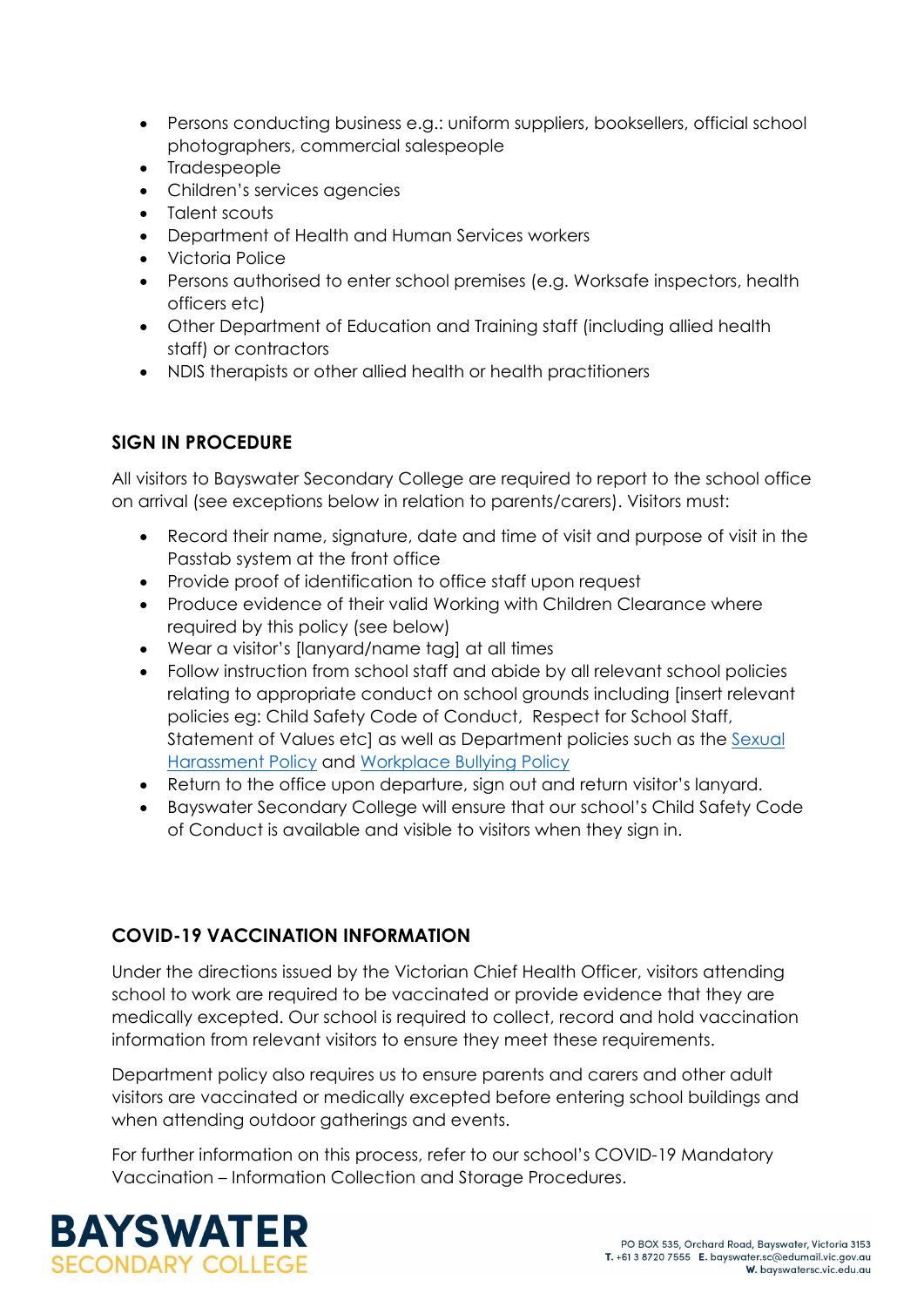- Persons conducting business e.g.: uniform suppliers, booksellers, official school photographers, commercial salespeople
- Tradespeople
- Children's services agencies
- Talent scouts
- Department of Health and Human Services workers
- Victoria Police
- Persons authorised to enter school premises (e.g. Worksafe inspectors, health officers etc)
- Other Department of Education and Training staff (including allied health staff) or contractors
- NDIS therapists or other allied health or health practitioners

## SIGN IN PROCEDURE

All visitors to Bayswater Secondary College are required to report to the school office on arrival (see exceptions below in relation to parents/carers). Visitors must:

- Record their name, signature, date and time of visit and purpose of visit in the Passtab system at the front office
- Provide proof of identification to office staff upon request
- Produce evidence of their valid Working with Children Clearance where required by this policy (see below)
- Wear a visitor's [lanyard/name tag] at all times
- Follow instruction from school staff and abide by all relevant school policies relating to appropriate conduct on school grounds including [insert relevant policies eg: Child Safety Code of Conduct, Respect for School Staff, Statement of Values etc] as well as Department policies such as the Sexual Harassment Policy and Workplace Bullying Policy
- Return to the office upon departure, sign out and return visitor's lanyard.
- Bayswater Secondary College will ensure that our school's Child Safety Code of Conduct is available and visible to visitors when they sign in.

## COVID-19 VACCINATION INFORMATION

Under the directions issued by the Victorian Chief Health Officer, visitors attending school to work are required to be vaccinated or provide evidence that they are medically excepted. Our school is required to collect, record and hold vaccination information from relevant visitors to ensure they meet these requirements.

Department policy also requires us to ensure parents and carers and other adult visitors are vaccinated or medically excepted before entering school buildings and when attending outdoor gatherings and events.

For further information on this process, refer to our school's COVID-19 Mandatory Vaccination – Information Collection and Storage Procedures.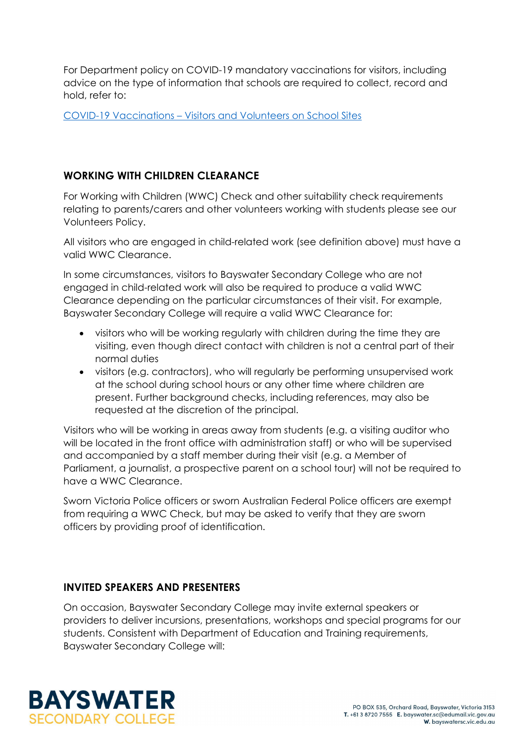For Department policy on COVID-19 mandatory vaccinations for visitors, including advice on the type of information that schools are required to collect, record and hold, refer to:

[COVID-19 Vaccinations – Visitors and Volunteers on School Sites]

## WORKING WITH CHILDREN CLEARANCE

For Working with Children (WWC) Check and other suitability check requirements relating to parents/carers and other volunteers working with students please see our Volunteers Policy.

All visitors who are engaged in child-related work (see definition above) must have a valid WWC Clearance.

In some circumstances, visitors to Bayswater Secondary College who are not engaged in child-related work will also be required to produce a valid WWC Clearance depending on the particular circumstances of their visit. For example, Bayswater Secondary College will require a valid WWC Clearance for:

- visitors who will be working regularly with children during the time they are visiting, even though direct contact with children is not a central part of their normal duties
- visitors (e.g. contractors), who will regularly be performing unsupervised work at the school during school hours or any other time where children are present. Further background checks, including references, may also be requested at the discretion of the principal.

Visitors who will be working in areas away from students (e.g. a visiting auditor who will be located in the front office with administration staff) or who will be supervised and accompanied by a staff member during their visit (e.g. a Member of Parliament, a journalist, a prospective parent on a school tour) will not be required to have a WWC Clearance.

Sworn Victoria Police officers or sworn Australian Federal Police officers are exempt from requiring a WWC Check, but may be asked to verify that they are sworn officers by providing proof of identification.

## INVITED SPEAKERS AND PRESENTERS

On occasion, Bayswater Secondary College may invite external speakers or providers to deliver incursions, presentations, workshops and special programs for our students. Consistent with Department of Education and Training requirements, Bayswater Secondary College will: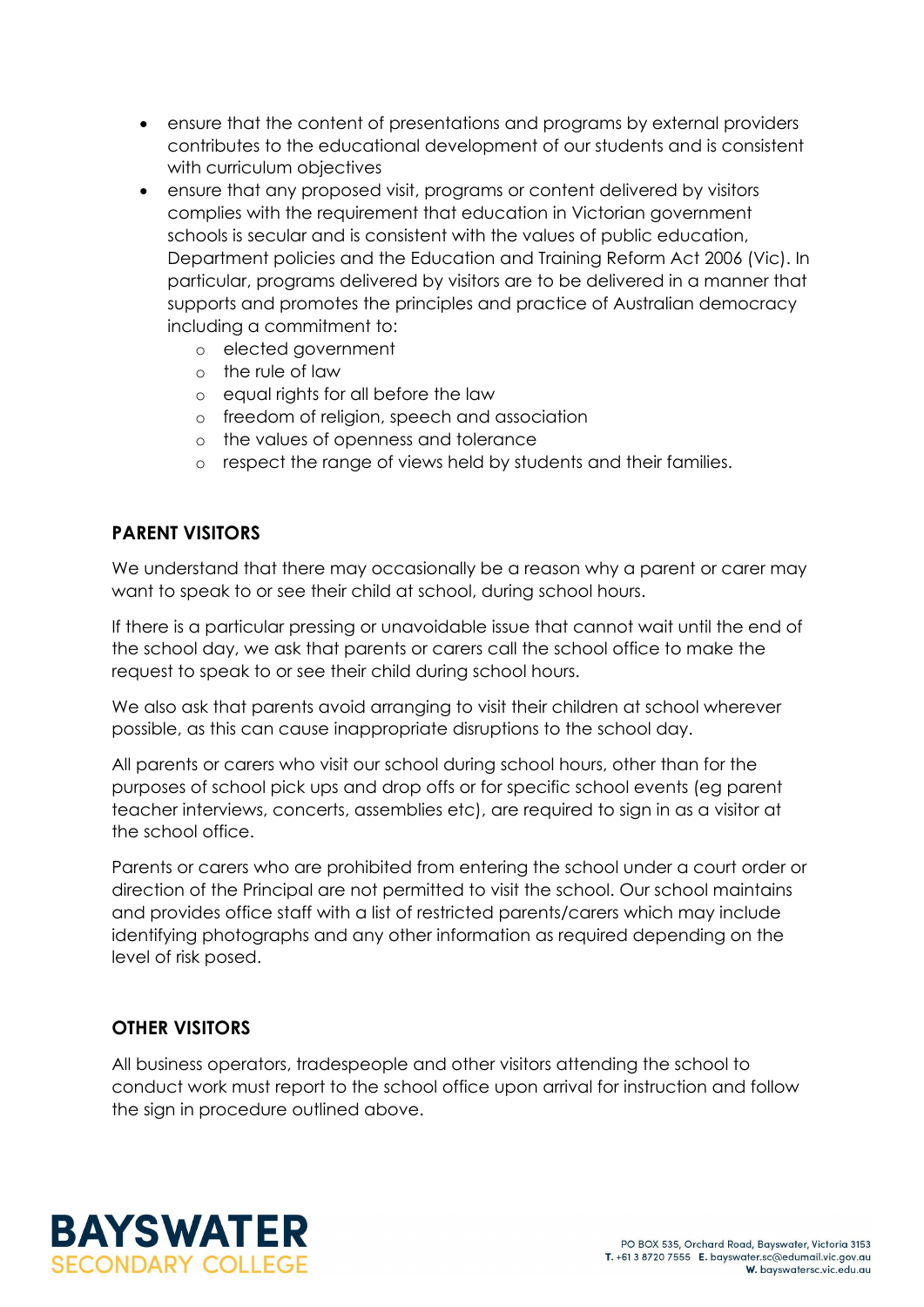- ensure that the content of presentations and programs by external providers contributes to the educational development of our students and is consistent with curriculum objectives
- ensure that any proposed visit, programs or content delivered by visitors complies with the requirement that education in Victorian government schools is secular and is consistent with the values of public education, Department policies and the Education and Training Reform Act 2006 (Vic). In particular, programs delivered by visitors are to be delivered in a manner that supports and promotes the principles and practice of Australian democracy including a commitment to:
  - elected government
  - the rule of law
  - equal rights for all before the law
  - freedom of religion, speech and association
  - the values of openness and tolerance
  - respect the range of views held by students and their families.

## PARENT VISITORS

We understand that there may occasionally be a reason why a parent or carer may want to speak to or see their child at school, during school hours.

If there is a particular pressing or unavoidable issue that cannot wait until the end of the school day, we ask that parents or carers call the school office to make the request to speak to or see their child during school hours.

We also ask that parents avoid arranging to visit their children at school wherever possible, as this can cause inappropriate disruptions to the school day.

All parents or carers who visit our school during school hours, other than for the purposes of school pick ups and drop offs or for specific school events (eg parent teacher interviews, concerts, assemblies etc), are required to sign in as a visitor at the school office.

Parents or carers who are prohibited from entering the school under a court order or direction of the Principal are not permitted to visit the school. Our school maintains and provides office staff with a list of restricted parents/carers which may include identifying photographs and any other information as required depending on the level of risk posed.

## OTHER VISITORS

All business operators, tradespeople and other visitors attending the school to conduct work must report to the school office upon arrival for instruction and follow the sign in procedure outlined above.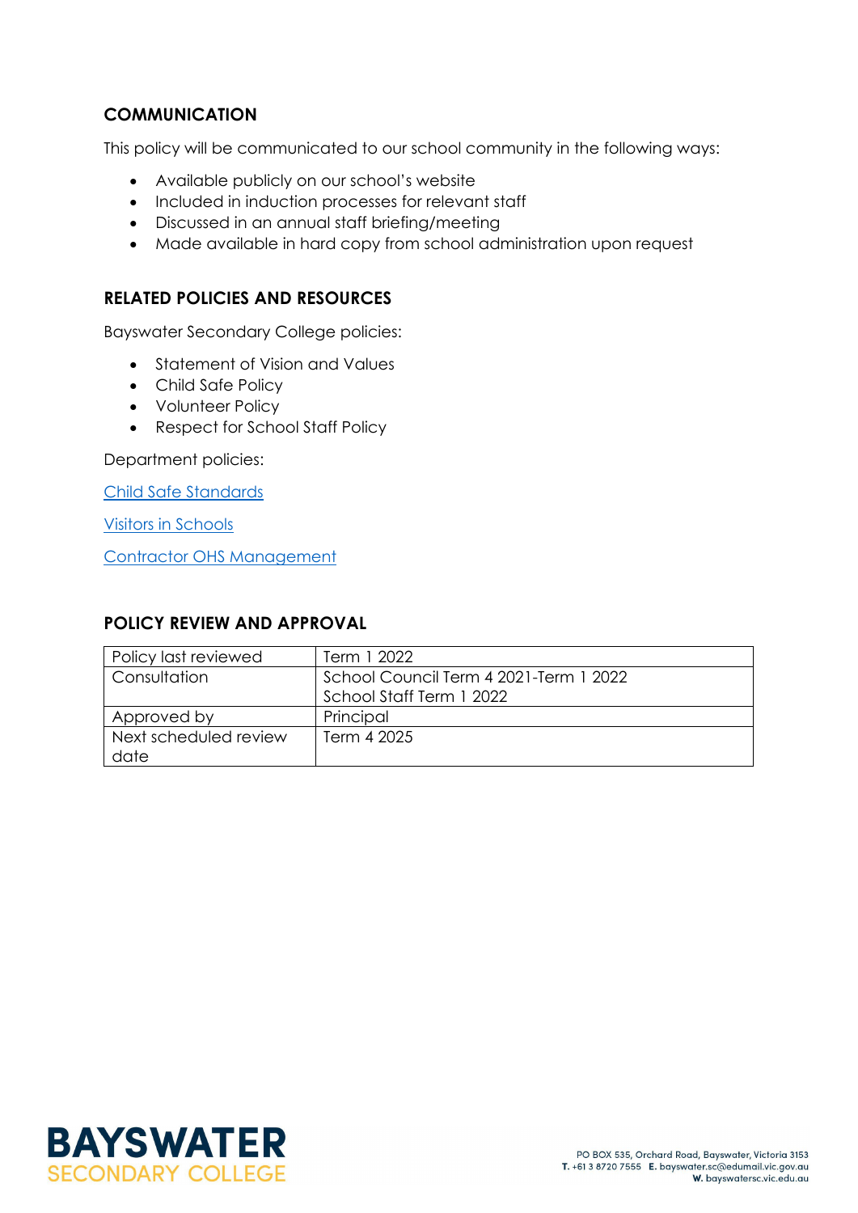## COMMUNICATION

This policy will be communicated to our school community in the following ways:

- Available publicly on our school's website
- Included in induction processes for relevant staff
- Discussed in an annual staff briefing/meeting
- Made available in hard copy from school administration upon request

## RELATED POLICIES AND RESOURCES

Bayswater Secondary College policies:

- Statement of Vision and Values
- Child Safe Policy
- Volunteer Policy
- Respect for School Staff Policy

Department policies:

Child Safe Standards

Visitors in Schools

Contractor OHS Management

## POLICY REVIEW AND APPROVAL

| | |
|---|---|
| Policy last reviewed | Term 1 2022 |
| Consultation | School Council Term 4 2021-Term 1 2022<br>School Staff Term 1 2022 |
| Approved by | Principal |
| Next scheduled review date | Term 4 2025 |